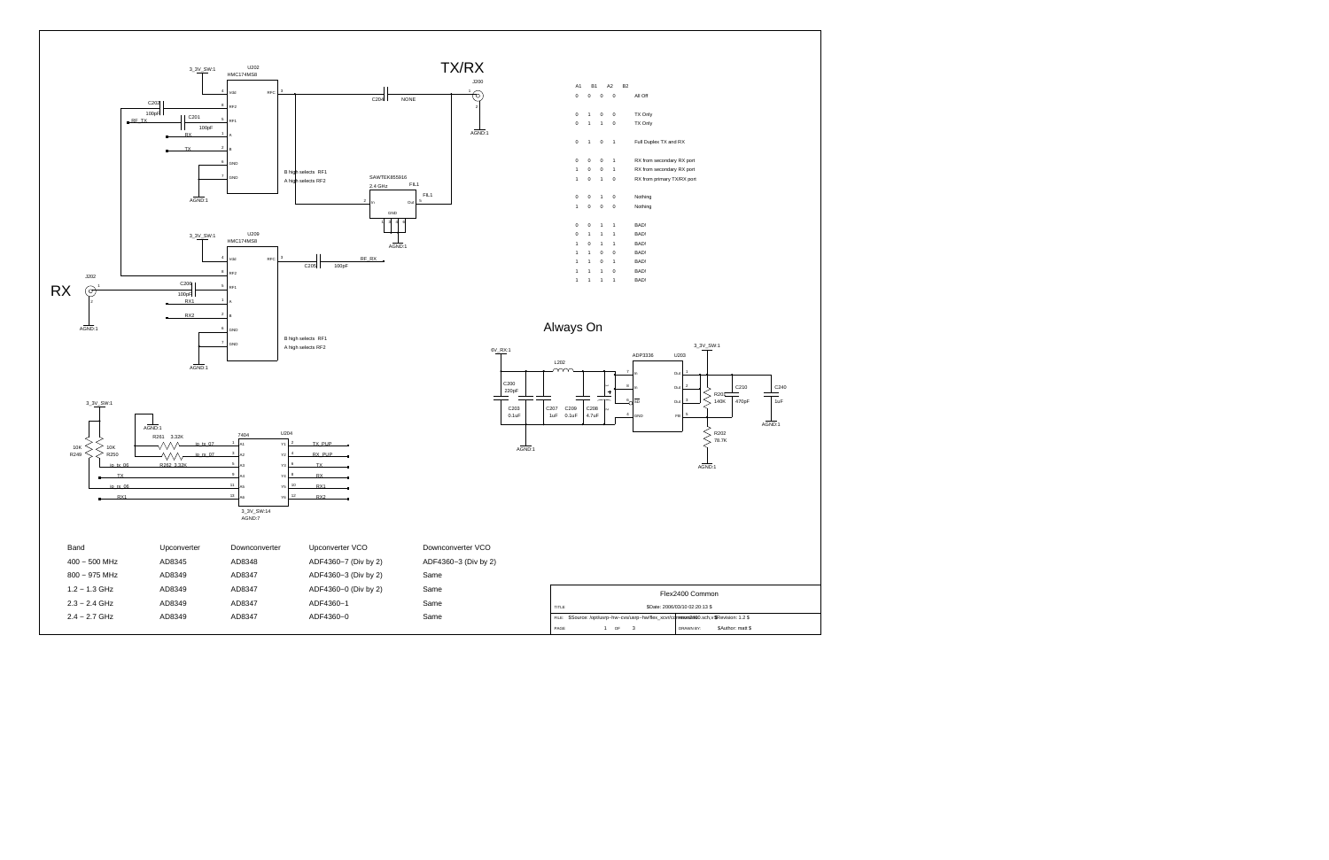## TX/RX

| A1 | B1 | A2 | B2 | |
|---|---|---|---|---|
| 0 | 0 | 0 | 0 | All Off |
| 0 | 1 | 0 | 0 | TX Only |
| 0 | 1 | 1 | 0 | TX Only |
| 0 | 1 | 0 | 1 | Full Duplex TX and RX |
| 0 | 0 | 0 | 1 | RX from secondary RX port |
| 1 | 0 | 0 | 1 | RX from secondary RX port |
| 1 | 0 | 1 | 0 | RX from primary TX/RX port |
| 0 | 0 | 1 | 0 | Nothing |
| 1 | 0 | 0 | 0 | Nothing |
| 0 | 0 | 1 | 1 | BAD! |
| 0 | 1 | 1 | 1 | BAD! |
| 1 | 0 | 1 | 1 | BAD! |
| 1 | 1 | 0 | 0 | BAD! |
| 1 | 1 | 0 | 1 | BAD! |
| 1 | 1 | 1 | 0 | BAD! |
| 1 | 1 | 1 | 1 | BAD! |

U202 HMC174MS8 — B high selects RF1, A high selects RF2

U209 HMC174MS8 — B high selects RF1, A high selects RF2

FIL1 SAWTEK855916 2.4 GHz

## RX

## Always On

U203 ADP3336

| Band | Upconverter | Downconverter | Upconverter VCO | Downconverter VCO |
|---|---|---|---|---|
| 400 – 500 MHz | AD8345 | AD8348 | ADF4360–7 (Div by 2) | ADF4360–3 (Div by 2) |
| 800 – 975 MHz | AD8349 | AD8347 | ADF4360–3 (Div by 2) | Same |
| 1.2 – 1.3 GHz | AD8349 | AD8347 | ADF4360–0 (Div by 2) | Same |
| 2.3 – 2.4 GHz | AD8349 | AD8347 | ADF4360–1 | Same |
| 2.4 – 2.7 GHz | AD8349 | AD8347 | ADF4360–0 | Same |

Flex2400 Common

$Date: 2006/03/10 02:20:13 $

FILE: $Source: /cvs/usrp-hw-cvs/usrp-hw/flex_xcvr/common2400.sch,v $ Revision: 1.2 $

DRAWN BY: $Author: matt $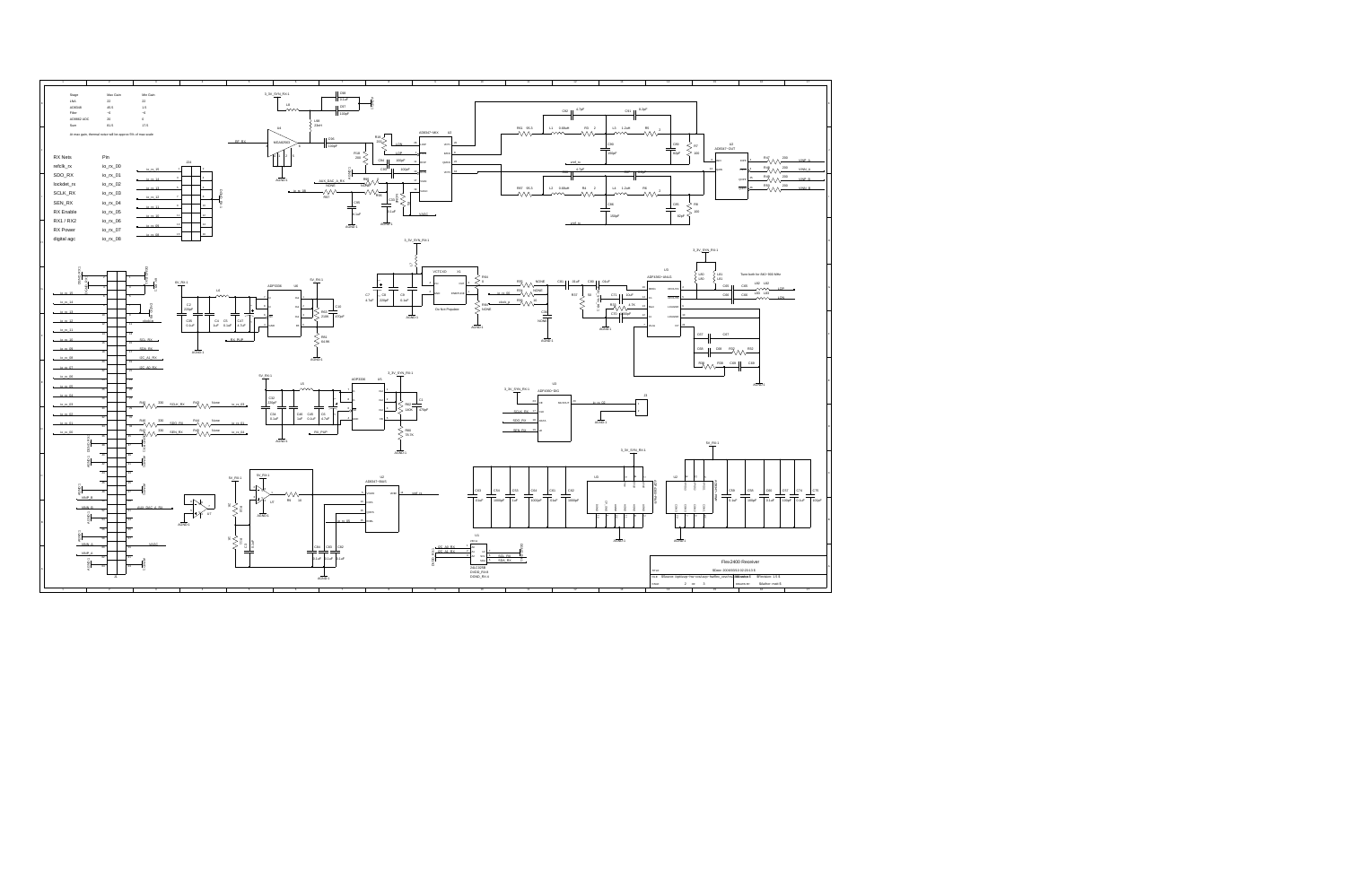| Stage | Max Gain | Min Gain |
|---|---|---|
| LNA | 22 | 22 |
| AD8368 | 40.5 | 1.5 |
| Filter | -6 | -6 |
| AD6650 SOC | 26 | 0 |
| Gain | 81.5 | 17.5 |

at max gain, thermal noise will be approx 8% of max scale

| RX Nets | Pin |
|---|---|
| refclk_rx | io_rx_00 |
| SDO_RX | io_rx_01 |
| lockdet_rx | io_rx_02 |
| SCLK_RX | io_rx_03 |
| SEN_RX | io_rx_04 |
| RX Enable | io_rx_05 |
| RX1 / RX2 | io_rx_06 |
| RX Power | io_rx_07 |
| digital agc | io_rx_08 |

Do Not Populate

Tune both for 840~960 MHz

Flex2400 Receiver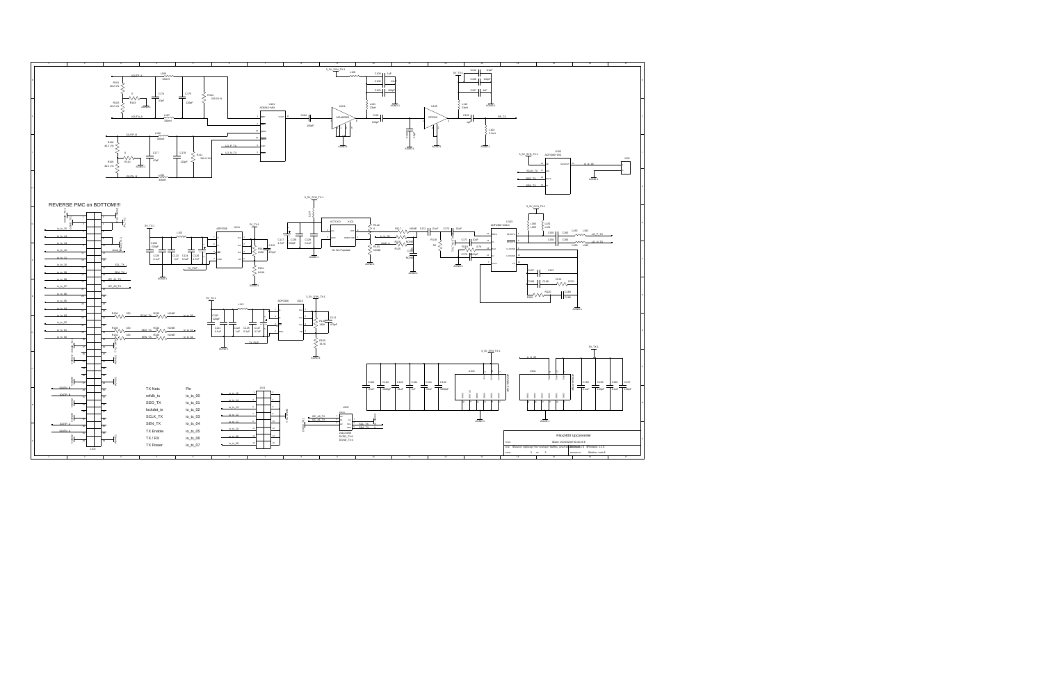REVERSE PMC on BOTTOM!!!!

| TX Nets | Pin |
| --- | --- |
| refclk_tx | io_tx_00 |
| SDO_TX | io_tx_01 |
| lockdet_tx | io_tx_02 |
| SCLK_TX | io_tx_03 |
| SEN_TX | io_tx_04 |
| TX Enable | io_tx_05 |
| TX / RX | io_tx_06 |
| TX Power | io_tx_07 |

Flex2400 Upconverter